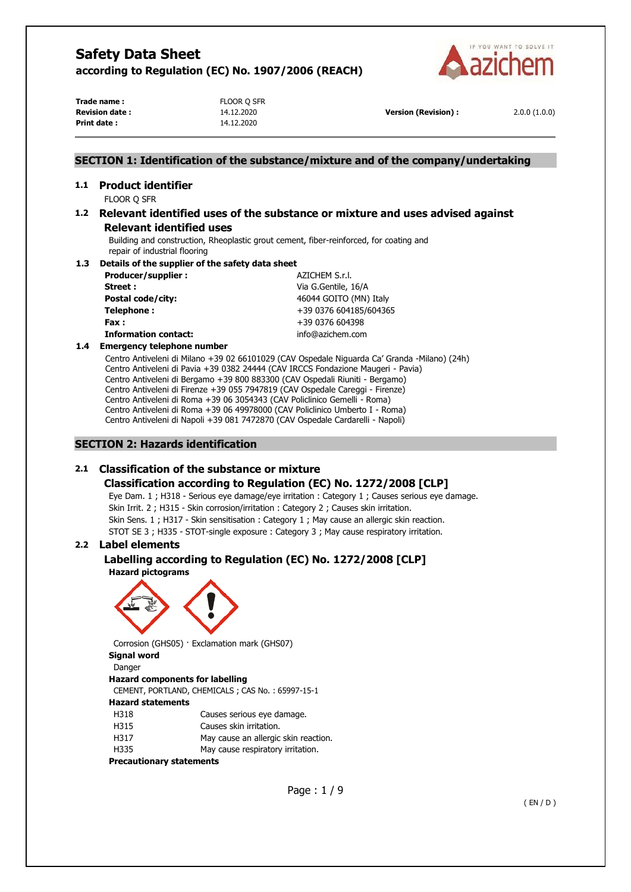# Safety Data Sheet

**according to Regulation (EC) No. 1907/2006 (REACH)**

| | | | |
|---|---|---|---|
| **Trade name :** | FLOOR Q SFR | | |
| **Revision date :** | 14.12.2020 | **Version (Revision) :** | 2.0.0 (1.0.0) |
| **Print date :** | 14.12.2020 | | |

## SECTION 1: Identification of the substance/mixture and of the company/undertaking

### 1.1 Product identifier

FLOOR Q SFR

### 1.2 Relevant identified uses of the substance or mixture and uses advised against

#### Relevant identified uses

Building and construction, Rheoplastic grout cement, fiber-reinforced, for coating and repair of industrial flooring

### 1.3 Details of the supplier of the safety data sheet

| | |
|---|---|
| **Producer/supplier :** | AZICHEM S.r.l. |
| **Street :** | Via G.Gentile, 16/A |
| **Postal code/city:** | 46044 GOITO (MN) Italy |
| **Telephone :** | +39 0376 604185/604365 |
| **Fax :** | +39 0376 604398 |
| **Information contact:** | info@azichem.com |

### 1.4 Emergency telephone number

Centro Antiveleni di Milano +39 02 66101029 (CAV Ospedale Niguarda Ca' Granda -Milano) (24h)
Centro Antiveleni di Pavia +39 0382 24444 (CAV IRCCS Fondazione Maugeri - Pavia)
Centro Antiveleni di Bergamo +39 800 883300 (CAV Ospedali Riuniti - Bergamo)
Centro Antiveleni di Firenze +39 055 7947819 (CAV Ospedale Careggi - Firenze)
Centro Antiveleni di Roma +39 06 3054343 (CAV Policlinico Gemelli - Roma)
Centro Antiveleni di Roma +39 06 49978000 (CAV Policlinico Umberto I - Roma)
Centro Antiveleni di Napoli +39 081 7472870 (CAV Ospedale Cardarelli - Napoli)

## SECTION 2: Hazards identification

### 2.1 Classification of the substance or mixture

#### Classification according to Regulation (EC) No. 1272/2008 [CLP]

Eye Dam. 1 ; H318 - Serious eye damage/eye irritation : Category 1 ; Causes serious eye damage.
Skin Irrit. 2 ; H315 - Skin corrosion/irritation : Category 2 ; Causes skin irritation.
Skin Sens. 1 ; H317 - Skin sensitisation : Category 1 ; May cause an allergic skin reaction.
STOT SE 3 ; H335 - STOT-single exposure : Category 3 ; May cause respiratory irritation.

### 2.2 Label elements

#### Labelling according to Regulation (EC) No. 1272/2008 [CLP]

**Hazard pictograms**

Corrosion (GHS05) · Exclamation mark (GHS07)

**Signal word**

Danger

**Hazard components for labelling**

CEMENT, PORTLAND, CHEMICALS ; CAS No. : 65997-15-1

**Hazard statements**

| | |
|---|---|
| H318 | Causes serious eye damage. |
| H315 | Causes skin irritation. |
| H317 | May cause an allergic skin reaction. |
| H335 | May cause respiratory irritation. |

**Precautionary statements**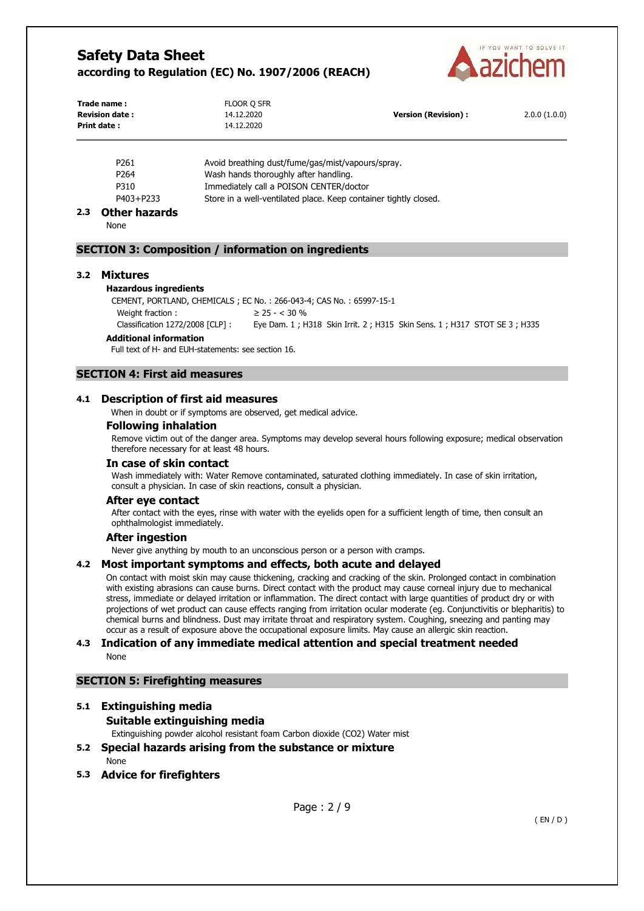| | |
|---|---|
| P261 | Avoid breathing dust/fume/gas/mist/vapours/spray. |
| P264 | Wash hands thoroughly after handling. |
| P310 | Immediately call a POISON CENTER/doctor |
| P403+P233 | Store in a well-ventilated place. Keep container tightly closed. |

### 2.3 Other hazards

None

## SECTION 3: Composition / information on ingredients

### 3.2 Mixtures

**Hazardous ingredients**

CEMENT, PORTLAND, CHEMICALS ; EC No. : 266-043-4; CAS No. : 65997-15-1

| | |
|---|---|
| Weight fraction : | ≥ 25 - < 30 % |
| Classification 1272/2008 [CLP] : | Eye Dam. 1 ; H318 Skin Irrit. 2 ; H315 Skin Sens. 1 ; H317 STOT SE 3 ; H335 |

**Additional information**

Full text of H- and EUH-statements: see section 16.

## SECTION 4: First aid measures

### 4.1 Description of first aid measures

When in doubt or if symptoms are observed, get medical advice.

**Following inhalation**

Remove victim out of the danger area. Symptoms may develop several hours following exposure; medical observation therefore necessary for at least 48 hours.

**In case of skin contact**

Wash immediately with: Water Remove contaminated, saturated clothing immediately. In case of skin irritation, consult a physician. In case of skin reactions, consult a physician.

**After eye contact**

After contact with the eyes, rinse with water with the eyelids open for a sufficient length of time, then consult an ophthalmologist immediately.

**After ingestion**

Never give anything by mouth to an unconscious person or a person with cramps.

### 4.2 Most important symptoms and effects, both acute and delayed

On contact with moist skin may cause thickening, cracking and cracking of the skin. Prolonged contact in combination with existing abrasions can cause burns. Direct contact with the product may cause corneal injury due to mechanical stress, immediate or delayed irritation or inflammation. The direct contact with large quantities of product dry or with projections of wet product can cause effects ranging from irritation ocular moderate (eg. Conjunctivitis or blepharitis) to chemical burns and blindness. Dust may irritate throat and respiratory system. Coughing, sneezing and panting may occur as a result of exposure above the occupational exposure limits. May cause an allergic skin reaction.

### 4.3 Indication of any immediate medical attention and special treatment needed

None

## SECTION 5: Firefighting measures

### 5.1 Extinguishing media

**Suitable extinguishing media**

Extinguishing powder alcohol resistant foam Carbon dioxide ($CO_2$) Water mist

### 5.2 Special hazards arising from the substance or mixture

None

### 5.3 Advice for firefighters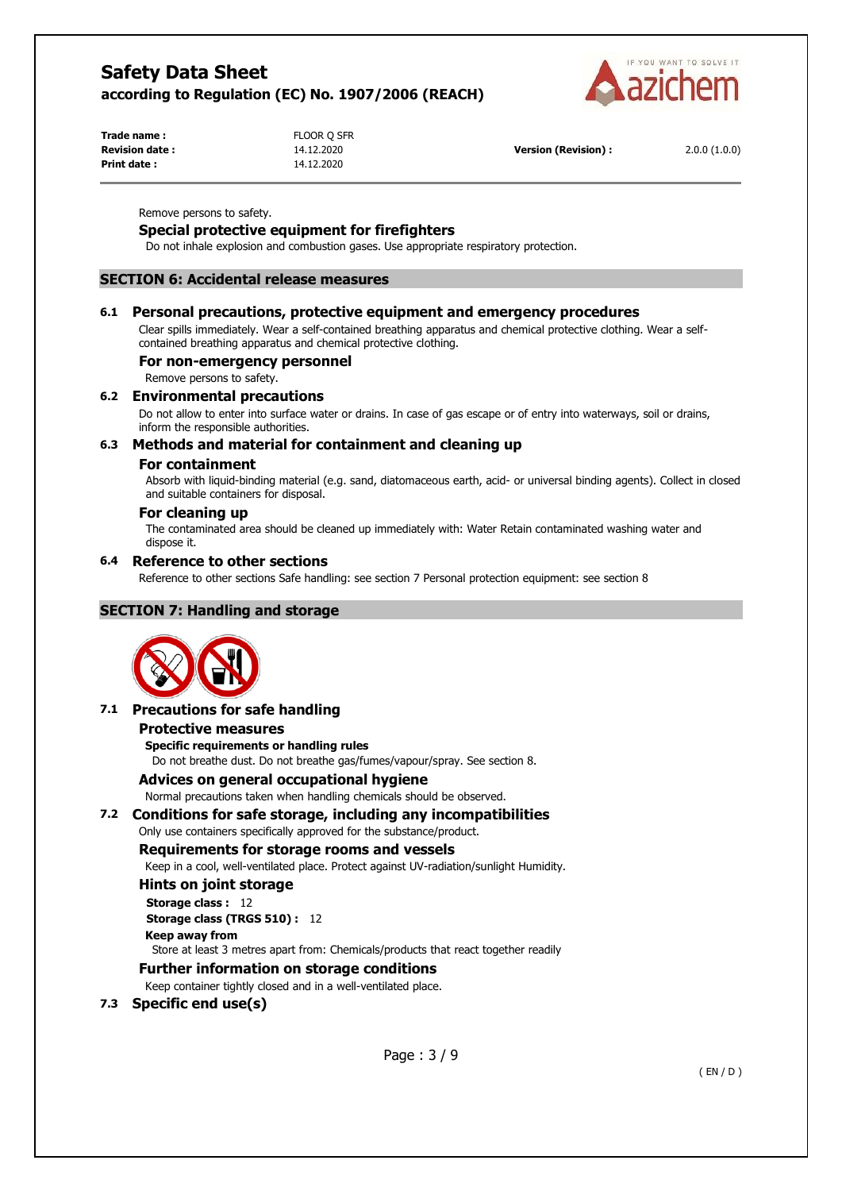Remove persons to safety.

### Special protective equipment for firefighters

Do not inhale explosion and combustion gases. Use appropriate respiratory protection.

## SECTION 6: Accidental release measures

### 6.1 Personal precautions, protective equipment and emergency procedures

Clear spills immediately. Wear a self-contained breathing apparatus and chemical protective clothing. Wear a self-contained breathing apparatus and chemical protective clothing.

#### For non-emergency personnel

Remove persons to safety.

### 6.2 Environmental precautions

Do not allow to enter into surface water or drains. In case of gas escape or of entry into waterways, soil or drains, inform the responsible authorities.

### 6.3 Methods and material for containment and cleaning up

#### For containment

Absorb with liquid-binding material (e.g. sand, diatomaceous earth, acid- or universal binding agents). Collect in closed and suitable containers for disposal.

#### For cleaning up

The contaminated area should be cleaned up immediately with: Water Retain contaminated washing water and dispose it.

### 6.4 Reference to other sections

Reference to other sections Safe handling: see section 7 Personal protection equipment: see section 8

## SECTION 7: Handling and storage

### 7.1 Precautions for safe handling

#### Protective measures

**Specific requirements or handling rules**

Do not breathe dust. Do not breathe gas/fumes/vapour/spray. See section 8.

#### Advices on general occupational hygiene

Normal precautions taken when handling chemicals should be observed.

### 7.2 Conditions for safe storage, including any incompatibilities

Only use containers specifically approved for the substance/product.

#### Requirements for storage rooms and vessels

Keep in a cool, well-ventilated place. Protect against UV-radiation/sunlight Humidity.

#### Hints on joint storage

**Storage class :** 12

**Storage class (TRGS 510) :** 12

**Keep away from**

Store at least 3 metres apart from: Chemicals/products that react together readily

#### Further information on storage conditions

Keep container tightly closed and in a well-ventilated place.

### 7.3 Specific end use(s)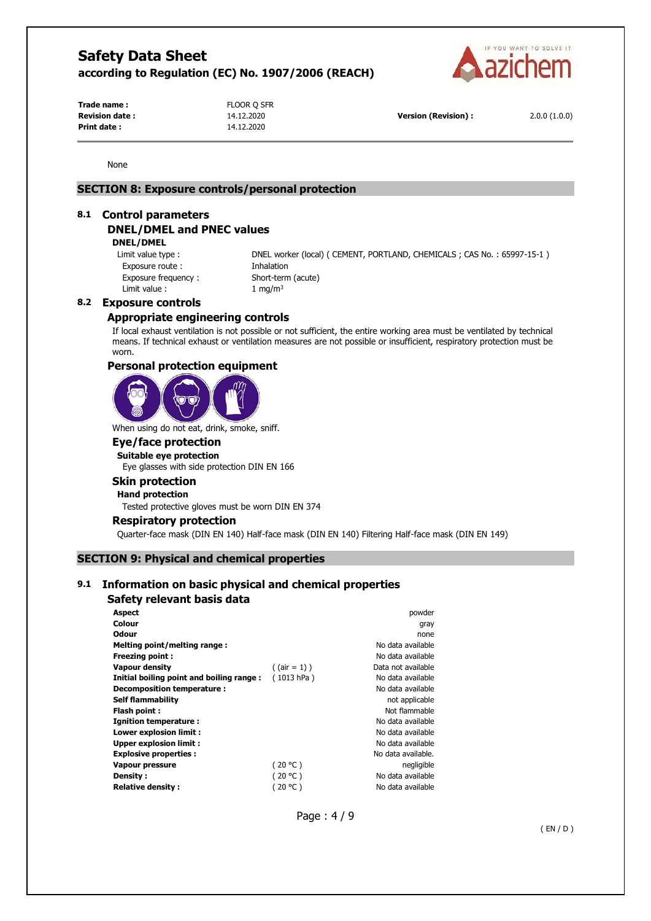None

## SECTION 8: Exposure controls/personal protection

### 8.1 Control parameters

#### DNEL/DMEL and PNEC values

**DNEL/DMEL**

| | |
|---|---|
| Limit value type : | DNEL worker (local) ( CEMENT, PORTLAND, CHEMICALS ; CAS No. : 65997-15-1 ) |
| Exposure route : | Inhalation |
| Exposure frequency : | Short-term (acute) |
| Limit value : | 1 mg/m³ |

### 8.2 Exposure controls

#### Appropriate engineering controls

If local exhaust ventilation is not possible or not sufficient, the entire working area must be ventilated by technical means. If technical exhaust or ventilation measures are not possible or insufficient, respiratory protection must be worn.

#### Personal protection equipment

When using do not eat, drink, smoke, sniff.

#### Eye/face protection

**Suitable eye protection**

Eye glasses with side protection DIN EN 166

#### Skin protection

**Hand protection**

Tested protective gloves must be worn DIN EN 374

#### Respiratory protection

Quarter-face mask (DIN EN 140) Half-face mask (DIN EN 140) Filtering Half-face mask (DIN EN 149)

## SECTION 9: Physical and chemical properties

### 9.1 Information on basic physical and chemical properties

#### Safety relevant basis data

| | | |
|---|---|---|
| **Aspect** | | powder |
| **Colour** | | gray |
| **Odour** | | none |
| **Melting point/melting range :** | | No data available |
| **Freezing point :** | | No data available |
| **Vapour density** | ( (air = 1) ) | Data not available |
| **Initial boiling point and boiling range :** | ( 1013 hPa ) | No data available |
| **Decomposition temperature :** | | No data available |
| **Self flammability** | | not applicable |
| **Flash point :** | | Not flammable |
| **Ignition temperature :** | | No data available |
| **Lower explosion limit :** | | No data available |
| **Upper explosion limit :** | | No data available |
| **Explosive properties :** | | No data available. |
| **Vapour pressure** | ( 20 °C ) | negligible |
| **Density :** | ( 20 °C ) | No data available |
| **Relative density :** | ( 20 °C ) | No data available |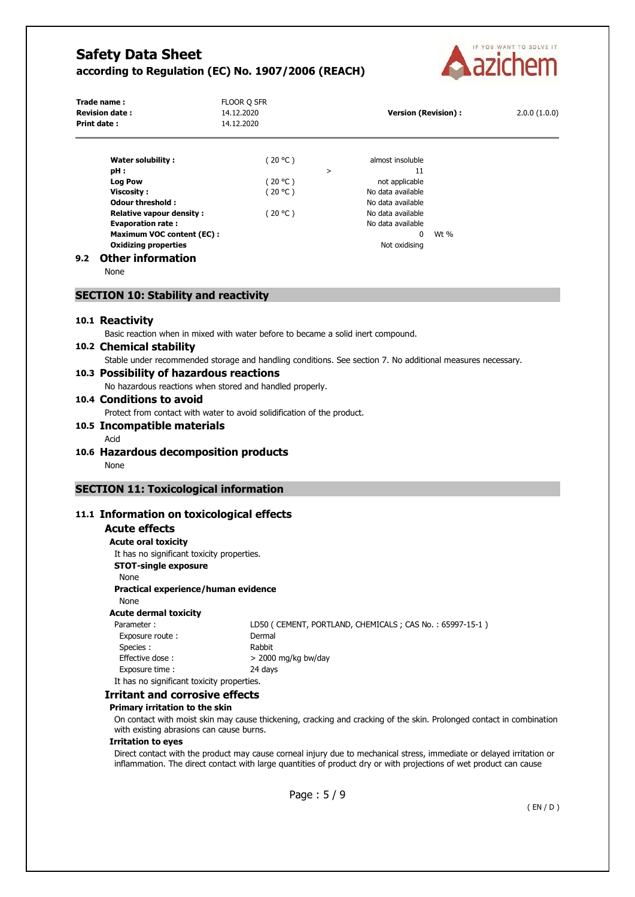| | | | | |
|---|---|---|---|---|
| **Water solubility :** | ( 20 °C ) | | almost insoluble | |
| **pH :** | | > | 11 | |
| **Log Pow** | ( 20 °C ) | | not applicable | |
| **Viscosity :** | ( 20 °C ) | | No data available | |
| **Odour threshold :** | | | No data available | |
| **Relative vapour density :** | ( 20 °C ) | | No data available | |
| **Evaporation rate :** | | | No data available | |
| **Maximum VOC content (EC) :** | | | 0 | Wt % |
| **Oxidizing properties** | | | Not oxidising | |

### 9.2 Other information

None

## SECTION 10: Stability and reactivity

### 10.1 Reactivity

Basic reaction when in mixed with water before to became a solid inert compound.

### 10.2 Chemical stability

Stable under recommended storage and handling conditions. See section 7. No additional measures necessary.

### 10.3 Possibility of hazardous reactions

No hazardous reactions when stored and handled properly.

### 10.4 Conditions to avoid

Protect from contact with water to avoid solidification of the product.

### 10.5 Incompatible materials

Acid

### 10.6 Hazardous decomposition products

None

## SECTION 11: Toxicological information

### 11.1 Information on toxicological effects

#### Acute effects

**Acute oral toxicity**

It has no significant toxicity properties.

**STOT-single exposure**

None

**Practical experience/human evidence**

None

**Acute dermal toxicity**

| | |
|---|---|
| Parameter : | LD50 ( CEMENT, PORTLAND, CHEMICALS ; CAS No. : 65997-15-1 ) |
| Exposure route : | Dermal |
| Species : | Rabbit |
| Effective dose : | > 2000 mg/kg bw/day |
| Exposure time : | 24 days |

It has no significant toxicity properties.

#### Irritant and corrosive effects

**Primary irritation to the skin**

On contact with moist skin may cause thickening, cracking and cracking of the skin. Prolonged contact in combination with existing abrasions can cause burns.

**Irritation to eyes**

Direct contact with the product may cause corneal injury due to mechanical stress, immediate or delayed irritation or inflammation. The direct contact with large quantities of product dry or with projections of wet product can cause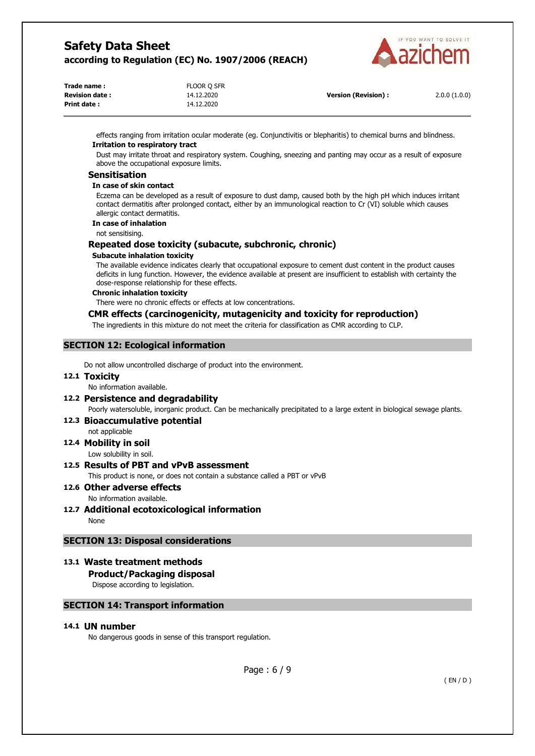effects ranging from irritation ocular moderate (eg. Conjunctivitis or blepharitis) to chemical burns and blindness.

**Irritation to respiratory tract**

Dust may irritate throat and respiratory system. Coughing, sneezing and panting may occur as a result of exposure above the occupational exposure limits.

### Sensitisation

**In case of skin contact**

Eczema can be developed as a result of exposure to dust damp, caused both by the high pH which induces irritant contact dermatitis after prolonged contact, either by an immunological reaction to Cr (VI) soluble which causes allergic contact dermatitis.

**In case of inhalation**

not sensitising.

### Repeated dose toxicity (subacute, subchronic, chronic)

**Subacute inhalation toxicity**

The available evidence indicates clearly that occupational exposure to cement dust content in the product causes deficits in lung function. However, the evidence available at present are insufficient to establish with certainty the dose-response relationship for these effects.

**Chronic inhalation toxicity**

There were no chronic effects or effects at low concentrations.

### CMR effects (carcinogenicity, mutagenicity and toxicity for reproduction)

The ingredients in this mixture do not meet the criteria for classification as CMR according to CLP.

## SECTION 12: Ecological information

Do not allow uncontrolled discharge of product into the environment.

### 12.1 Toxicity

No information available.

### 12.2 Persistence and degradability

Poorly watersoluble, inorganic product. Can be mechanically precipitated to a large extent in biological sewage plants.

### 12.3 Bioaccumulative potential

not applicable

### 12.4 Mobility in soil

Low solubility in soil.

### 12.5 Results of PBT and vPvB assessment

This product is none, or does not contain a substance called a PBT or vPvB

### 12.6 Other adverse effects

No information available.

### 12.7 Additional ecotoxicological information

None

## SECTION 13: Disposal considerations

### 13.1 Waste treatment methods

**Product/Packaging disposal**

Dispose according to legislation.

## SECTION 14: Transport information

### 14.1 UN number

No dangerous goods in sense of this transport regulation.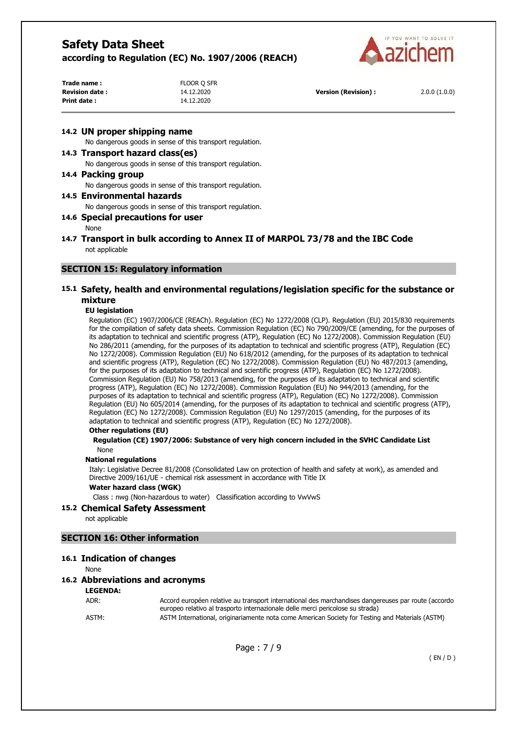### 14.2 UN proper shipping name

No dangerous goods in sense of this transport regulation.

### 14.3 Transport hazard class(es)

No dangerous goods in sense of this transport regulation.

### 14.4 Packing group

No dangerous goods in sense of this transport regulation.

### 14.5 Environmental hazards

No dangerous goods in sense of this transport regulation.

### 14.6 Special precautions for user

None

### 14.7 Transport in bulk according to Annex II of MARPOL 73/78 and the IBC Code

not applicable

## SECTION 15: Regulatory information

### 15.1 Safety, health and environmental regulations/legislation specific for the substance or mixture

**EU legislation**

Regulation (EC) 1907/2006/CE (REACh). Regulation (EC) No 1272/2008 (CLP). Regulation (EU) 2015/830 requirements for the compilation of safety data sheets. Commission Regulation (EC) No 790/2009/CE (amending, for the purposes of its adaptation to technical and scientific progress (ATP), Regulation (EC) No 1272/2008). Commission Regulation (EU) No 286/2011 (amending, for the purposes of its adaptation to technical and scientific progress (ATP), Regulation (EC) No 1272/2008). Commission Regulation (EU) No 618/2012 (amending, for the purposes of its adaptation to technical and scientific progress (ATP), Regulation (EC) No 1272/2008). Commission Regulation (EU) No 487/2013 (amending, for the purposes of its adaptation to technical and scientific progress (ATP), Regulation (EC) No 1272/2008). Commission Regulation (EU) No 758/2013 (amending, for the purposes of its adaptation to technical and scientific progress (ATP), Regulation (EC) No 1272/2008). Commission Regulation (EU) No 944/2013 (amending, for the purposes of its adaptation to technical and scientific progress (ATP), Regulation (EC) No 1272/2008). Commission Regulation (EU) No 605/2014 (amending, for the purposes of its adaptation to technical and scientific progress (ATP), Regulation (EC) No 1272/2008). Commission Regulation (EU) No 1297/2015 (amending, for the purposes of its adaptation to technical and scientific progress (ATP), Regulation (EC) No 1272/2008).

**Other regulations (EU)**

**Regulation (CE) 1907/2006: Substance of very high concern included in the SVHC Candidate List**

None

**National regulations**

Italy: Legislative Decree 81/2008 (Consolidated Law on protection of health and safety at work), as amended and Directive 2009/161/UE - chemical risk assessment in accordance with Title IX

**Water hazard class (WGK)**

Class : nwg (Non-hazardous to water) Classification according to VwVwS

### 15.2 Chemical Safety Assessment

not applicable

## SECTION 16: Other information

### 16.1 Indication of changes

None

### 16.2 Abbreviations and acronyms

**LEGENDA:**

| | |
|---|---|
| ADR: | Accord européen relative au transport international des marchandises dangereuses par route (accordo europeo relativo al trasporto internazionale delle merci pericolose su strada) |
| ASTM: | ASTM International, originariamente nota come American Society for Testing and Materials (ASTM) |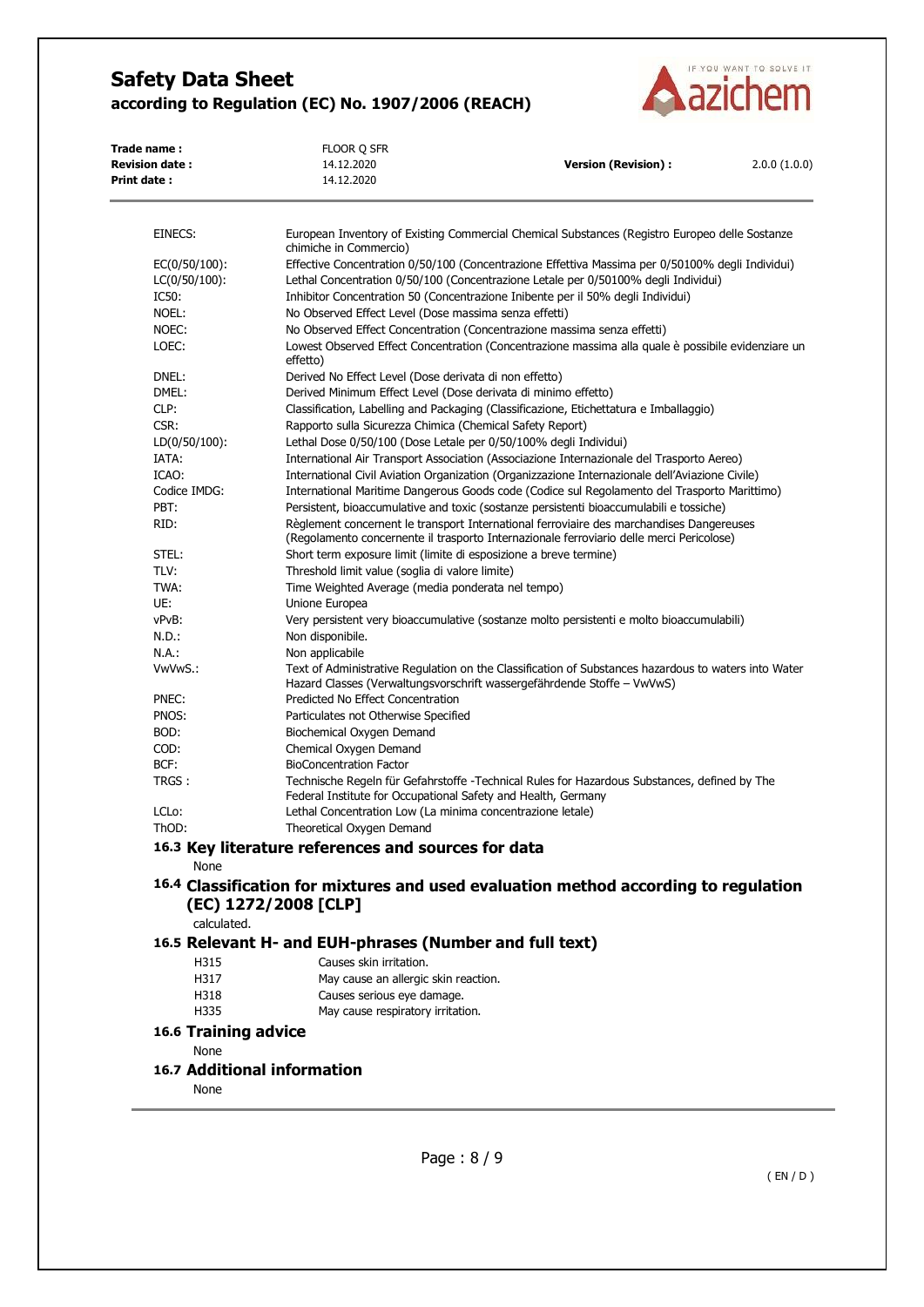| | |
|---|---|
| EINECS: | European Inventory of Existing Commercial Chemical Substances (Registro Europeo delle Sostanze chimiche in Commercio) |
| EC(0/50/100): | Effective Concentration 0/50/100 (Concentrazione Effettiva Massima per 0/50100% degli Individui) |
| LC(0/50/100): | Lethal Concentration 0/50/100 (Concentrazione Letale per 0/50100% degli Individui) |
| IC50: | Inhibitor Concentration 50 (Concentrazione Inibente per il 50% degli Individui) |
| NOEL: | No Observed Effect Level (Dose massima senza effetti) |
| NOEC: | No Observed Effect Concentration (Concentrazione massima senza effetti) |
| LOEC: | Lowest Observed Effect Concentration (Concentrazione massima alla quale è possibile evidenziare un effetto) |
| DNEL: | Derived No Effect Level (Dose derivata di non effetto) |
| DMEL: | Derived Minimum Effect Level (Dose derivata di minimo effetto) |
| CLP: | Classification, Labelling and Packaging (Classificazione, Etichettatura e Imballaggio) |
| CSR: | Rapporto sulla Sicurezza Chimica (Chemical Safety Report) |
| LD(0/50/100): | Lethal Dose 0/50/100 (Dose Letale per 0/50/100% degli Individui) |
| IATA: | International Air Transport Association (Associazione Internazionale del Trasporto Aereo) |
| ICAO: | International Civil Aviation Organization (Organizzazione Internazionale dell'Aviazione Civile) |
| Codice IMDG: | International Maritime Dangerous Goods code (Codice sul Regolamento del Trasporto Marittimo) |
| PBT: | Persistent, bioaccumulative and toxic (sostanze persistenti bioaccumulabili e tossiche) |
| RID: | Règlement concernent le transport International ferroviaire des marchandises Dangereuses (Regolamento concernente il trasporto Internazionale ferroviario delle merci Pericolose) |
| STEL: | Short term exposure limit (limite di esposizione a breve termine) |
| TLV: | Threshold limit value (soglia di valore limite) |
| TWA: | Time Weighted Average (media ponderata nel tempo) |
| UE: | Unione Europea |
| vPvB: | Very persistent very bioaccumulative (sostanze molto persistenti e molto bioaccumulabili) |
| N.D.: | Non disponibile. |
| N.A.: | Non applicabile |
| VwVwS.: | Text of Administrative Regulation on the Classification of Substances hazardous to waters into Water Hazard Classes (Verwaltungsvorschrift wassergefährdende Stoffe – VwVwS) |
| PNEC: | Predicted No Effect Concentration |
| PNOS: | Particulates not Otherwise Specified |
| BOD: | Biochemical Oxygen Demand |
| COD: | Chemical Oxygen Demand |
| BCF: | BioConcentration Factor |
| TRGS : | Technische Regeln für Gefahrstoffe -Technical Rules for Hazardous Substances, defined by The Federal Institute for Occupational Safety and Health, Germany |
| LCLo: | Lethal Concentration Low (La minima concentrazione letale) |
| ThOD: | Theoretical Oxygen Demand |

### 16.3 Key literature references and sources for data

None

### 16.4 Classification for mixtures and used evaluation method according to regulation (EC) 1272/2008 [CLP]

calculated.

### 16.5 Relevant H- and EUH-phrases (Number and full text)

| | |
|---|---|
| H315 | Causes skin irritation. |
| H317 | May cause an allergic skin reaction. |
| H318 | Causes serious eye damage. |
| H335 | May cause respiratory irritation. |

### 16.6 Training advice

None

### 16.7 Additional information

None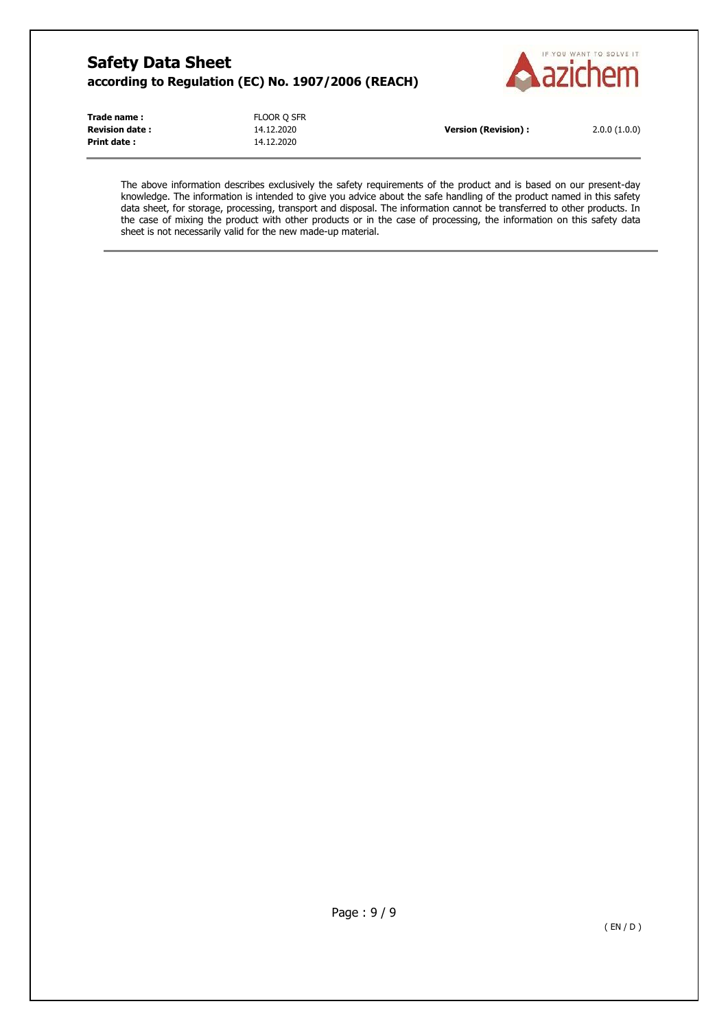The above information describes exclusively the safety requirements of the product and is based on our present-day knowledge. The information is intended to give you advice about the safe handling of the product named in this safety data sheet, for storage, processing, transport and disposal. The information cannot be transferred to other products. In the case of mixing the product with other products or in the case of processing, the information on this safety data sheet is not necessarily valid for the new made-up material.